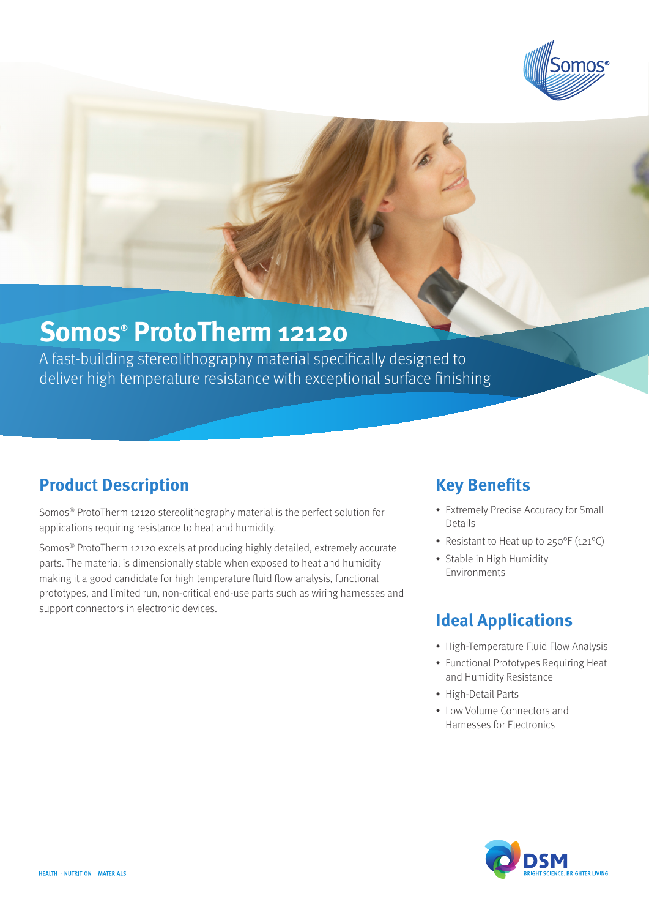# Somos® ProtoTherm 12120

A fast-building stereolithography material specifically designed to deliver high temperature resistance with exceptional surface finishing

## Product Description

Somos® ProtoTherm 12120 stereolithography material is the perfect solution for applications requiring resistance to heat and humidity.

Somos® ProtoTherm 12120 excels at producing highly detailed, extremely accurate parts. The material is dimensionally stable when exposed to heat and humidity making it a good candidate for high temperature fluid flow analysis, functional prototypes, and limited run, non-critical end-use parts such as wiring harnesses and support connectors in electronic devices.

## Key Benefits

- Extremely Precise Accuracy for Small Details
- Resistant to Heat up to 250°F (121°C)
- Stable in High Humidity Environments

## Ideal Applications

- High-Temperature Fluid Flow Analysis
- Functional Prototypes Requiring Heat and Humidity Resistance
- High-Detail Parts
- Low Volume Connectors and Harnesses for Electronics

HEALTH · NUTRITION · MATERIALS

DSM BRIGHT SCIENCE. BRIGHTER LIVING.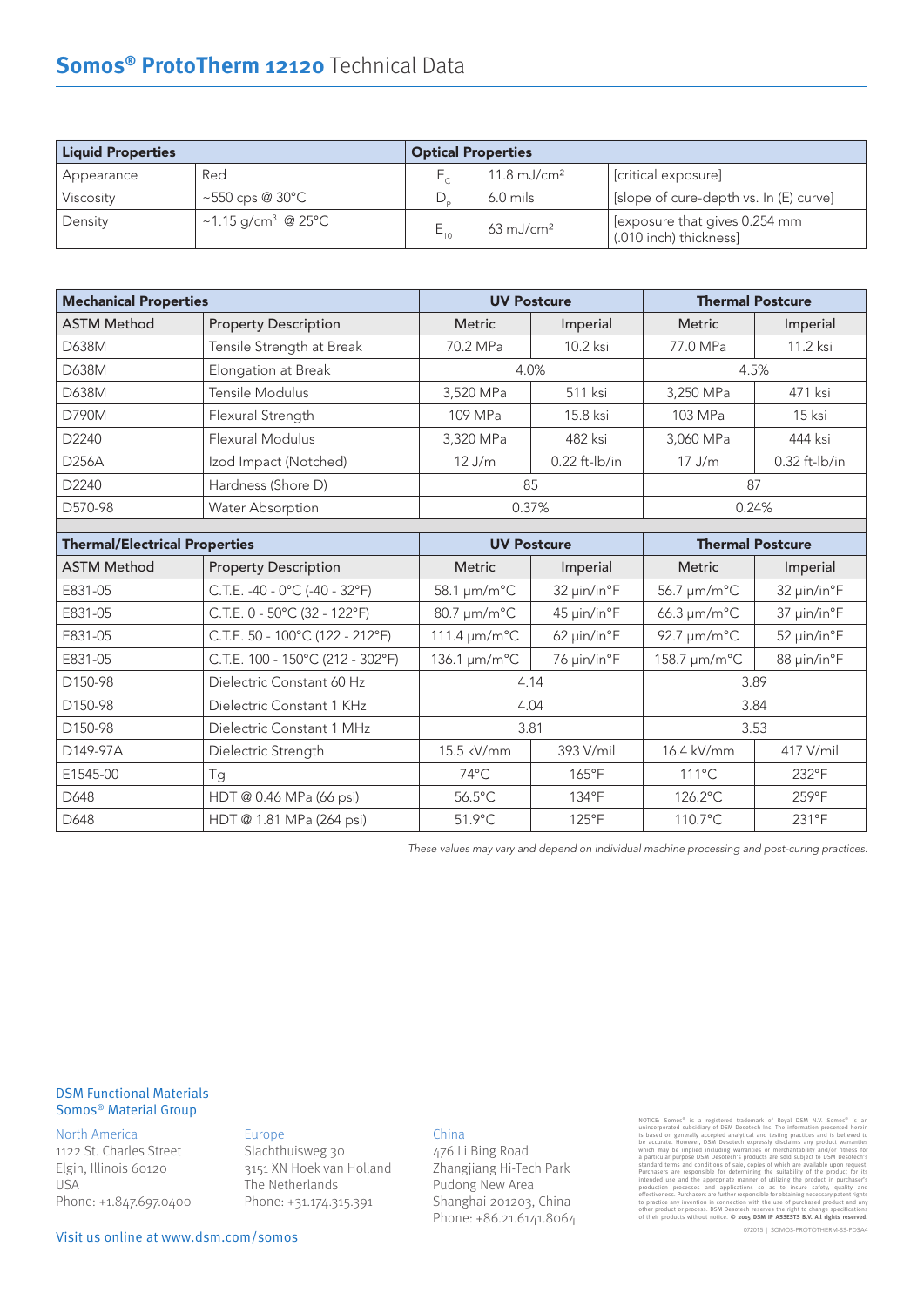# Somos® ProtoTherm 12120 Technical Data

| Liquid Properties | | Optical Properties | | |
|---|---|---|---|---|
| Appearance | Red | $E_C$ | 11.8 mJ/cm² | [critical exposure] |
| Viscosity | ~550 cps @ 30°C | $D_P$ | 6.0 mils | [slope of cure-depth vs. ln (E) curve] |
| Density | ~1.15 g/cm³ @ 25°C | $E_{10}$ | 63 mJ/cm² | [exposure that gives 0.254 mm (.010 inch) thickness] |

| Mechanical Properties | | UV Postcure | | Thermal Postcure | |
|---|---|---|---|---|---|
| ASTM Method | Property Description | Metric | Imperial | Metric | Imperial |
| D638M | Tensile Strength at Break | 70.2 MPa | 10.2 ksi | 77.0 MPa | 11.2 ksi |
| D638M | Elongation at Break | 4.0% | | 4.5% | |
| D638M | Tensile Modulus | 3,520 MPa | 511 ksi | 3,250 MPa | 471 ksi |
| D790M | Flexural Strength | 109 MPa | 15.8 ksi | 103 MPa | 15 ksi |
| D2240 | Flexural Modulus | 3,320 MPa | 482 ksi | 3,060 MPa | 444 ksi |
| D256A | Izod Impact (Notched) | 12 J/m | 0.22 ft-lb/in | 17 J/m | 0.32 ft-lb/in |
| D2240 | Hardness (Shore D) | 85 | | 87 | |
| D570-98 | Water Absorption | 0.37% | | 0.24% | |

| Thermal/Electrical Properties | | UV Postcure | | Thermal Postcure | |
|---|---|---|---|---|---|
| ASTM Method | Property Description | Metric | Imperial | Metric | Imperial |
| E831-05 | C.T.E. -40 - 0°C (-40 - 32°F) | 58.1 µm/m°C | 32 µin/in°F | 56.7 µm/m°C | 32 µin/in°F |
| E831-05 | C.T.E. 0 - 50°C (32 - 122°F) | 80.7 µm/m°C | 45 µin/in°F | 66.3 µm/m°C | 37 µin/in°F |
| E831-05 | C.T.E. 50 - 100°C (122 - 212°F) | 111.4 µm/m°C | 62 µin/in°F | 92.7 µm/m°C | 52 µin/in°F |
| E831-05 | C.T.E. 100 - 150°C (212 - 302°F) | 136.1 µm/m°C | 76 µin/in°F | 158.7 µm/m°C | 88 µin/in°F |
| D150-98 | Dielectric Constant 60 Hz | 4.14 | | 3.89 | |
| D150-98 | Dielectric Constant 1 KHz | 4.04 | | 3.84 | |
| D150-98 | Dielectric Constant 1 MHz | 3.81 | | 3.53 | |
| D149-97A | Dielectric Strength | 15.5 kV/mm | 393 V/mil | 16.4 kV/mm | 417 V/mil |
| E1545-00 | Tg | 74°C | 165°F | 111°C | 232°F |
| D648 | HDT @ 0.46 MPa (66 psi) | 56.5°C | 134°F | 126.2°C | 259°F |
| D648 | HDT @ 1.81 MPa (264 psi) | 51.9°C | 125°F | 110.7°C | 231°F |

*These values may vary and depend on individual machine processing and post-curing practices.*

DSM Functional Materials
Somos® Material Group

North America
1122 St. Charles Street
Elgin, Illinois 60120
USA
Phone: +1.847.697.0400

Europe
Slachthuisweg 30
3151 XN Hoek van Holland
The Netherlands
Phone: +31.174.315.391

China
476 Li Bing Road
Zhangjiang Hi-Tech Park
Pudong New Area
Shanghai 201203, China
Phone: +86.21.6141.8064

Visit us online at www.dsm.com/somos

NOTICE: Somos® is a registered trademark of Royal DSM N.V. Somos® is an unincorporated subsidiary of DSM Desotech Inc. The information presented herein is based on generally accepted analytical and testing practices and is believed to be accurate. However, DSM Desotech expressly disclaims any product warranties which may be implied including warranties or merchantability and/or fitness for a particular purpose DSM Desotech's products are sold subject to DSM Desotech's standard terms and conditions of sale, copies of which are available upon request. Purchasers are responsible for determining the suitability of the product for its intended use and the appropriate manner of utilizing the product in purchaser's production processes and applications so as to insure safety, quality and effectiveness. Purchasers are further responsible for obtaining necessary patent rights to practice any invention in connection with the use of purchased product and any other product or process. DSM Desotech reserves the right to change specifications of their products without notice. **© 2015 DSM IP ASSETS B.V. All rights reserved.**

072015 | SOMOS-PROTOTHERM-SS-PDSA4